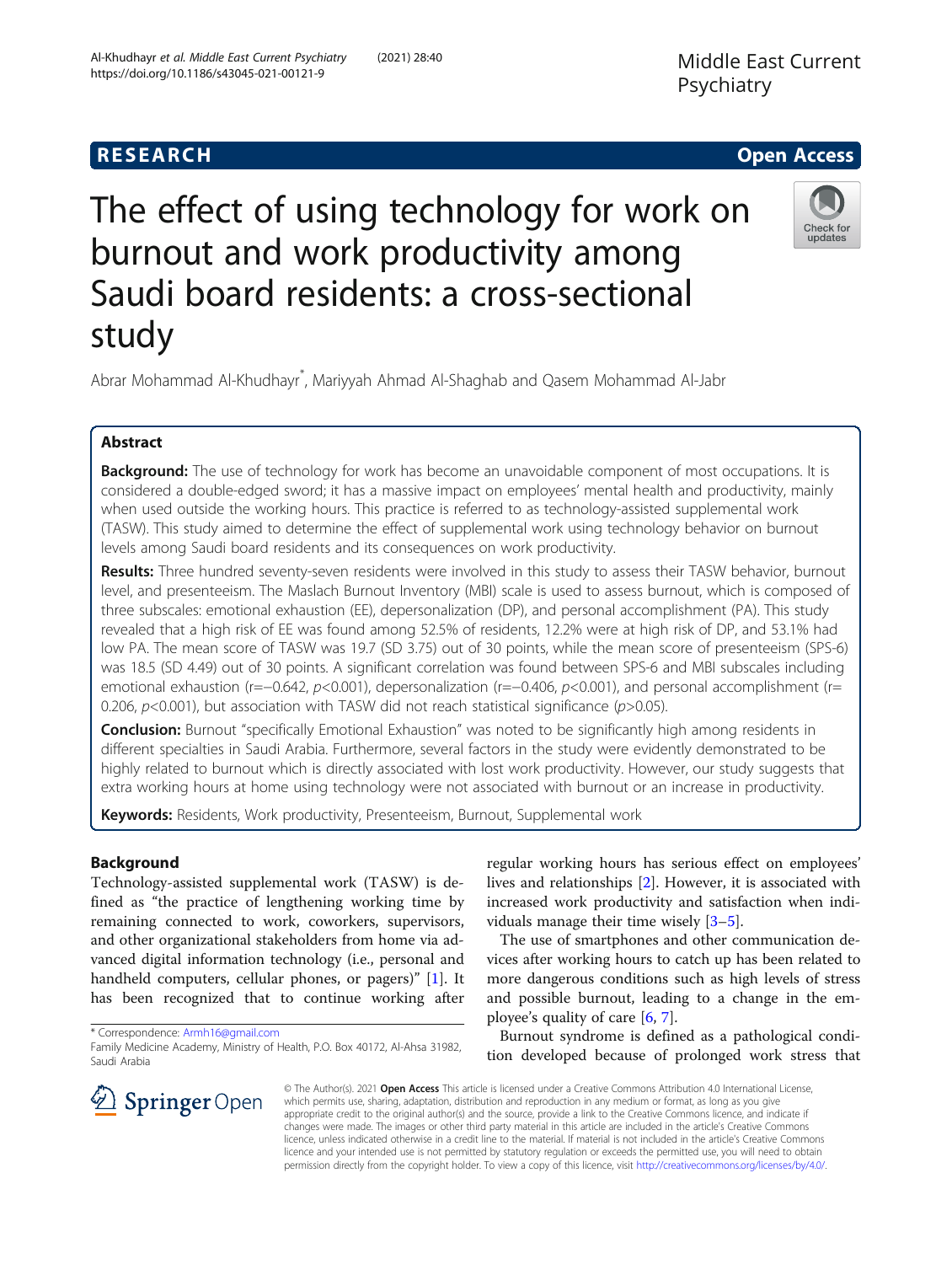RESEARCH

Open Access

# The effect of using technology for work on burnout and work productivity among Saudi board residents: a cross-sectional study

Abrar Mohammad Al-Khudhayr*, Mariyyah Ahmad Al-Shaghab and Qasem Mohammad Al-Jabr

## Abstract

**Background:** The use of technology for work has become an unavoidable component of most occupations. It is considered a double-edged sword; it has a massive impact on employees' mental health and productivity, mainly when used outside the working hours. This practice is referred to as technology-assisted supplemental work (TASW). This study aimed to determine the effect of supplemental work using technology behavior on burnout levels among Saudi board residents and its consequences on work productivity.

**Results:** Three hundred seventy-seven residents were involved in this study to assess their TASW behavior, burnout level, and presenteeism. The Maslach Burnout Inventory (MBI) scale is used to assess burnout, which is composed of three subscales: emotional exhaustion (EE), depersonalization (DP), and personal accomplishment (PA). This study revealed that a high risk of EE was found among 52.5% of residents, 12.2% were at high risk of DP, and 53.1% had low PA. The mean score of TASW was 19.7 (SD 3.75) out of 30 points, while the mean score of presenteeism (SPS-6) was 18.5 (SD 4.49) out of 30 points. A significant correlation was found between SPS-6 and MBI subscales including emotional exhaustion ($r=-0.642$, $p<0.001$), depersonalization ($r=-0.406$, $p<0.001$), and personal accomplishment ($r=0.206$, $p<0.001$), but association with TASW did not reach statistical significance ($p>0.05$).

**Conclusion:** Burnout "specifically Emotional Exhaustion" was noted to be significantly high among residents in different specialties in Saudi Arabia. Furthermore, several factors in the study were evidently demonstrated to be highly related to burnout which is directly associated with lost work productivity. However, our study suggests that extra working hours at home using technology were not associated with burnout or an increase in productivity.

**Keywords:** Residents, Work productivity, Presenteeism, Burnout, Supplemental work

## Background

Technology-assisted supplemental work (TASW) is defined as "the practice of lengthening working time by remaining connected to work, coworkers, supervisors, and other organizational stakeholders from home via advanced digital information technology (i.e., personal and handheld computers, cellular phones, or pagers)" [1]. It has been recognized that to continue working after regular working hours has serious effect on employees' lives and relationships [2]. However, it is associated with increased work productivity and satisfaction when individuals manage their time wisely [3–5].

The use of smartphones and other communication devices after working hours to catch up has been related to more dangerous conditions such as high levels of stress and possible burnout, leading to a change in the employee's quality of care [6, 7].

Burnout syndrome is defined as a pathological condition developed because of prolonged work stress that

* Correspondence: Armh16@gmail.com
Family Medicine Academy, Ministry of Health, P.O. Box 40172, Al-Ahsa 31982, Saudi Arabia

© The Author(s). 2021 **Open Access** This article is licensed under a Creative Commons Attribution 4.0 International License, which permits use, sharing, adaptation, distribution and reproduction in any medium or format, as long as you give appropriate credit to the original author(s) and the source, provide a link to the Creative Commons licence, and indicate if changes were made. The images or other third party material in this article are included in the article's Creative Commons licence, unless indicated otherwise in a credit line to the material. If material is not included in the article's Creative Commons licence and your intended use is not permitted by statutory regulation or exceeds the permitted use, you will need to obtain permission directly from the copyright holder. To view a copy of this licence, visit http://creativecommons.org/licenses/by/4.0/.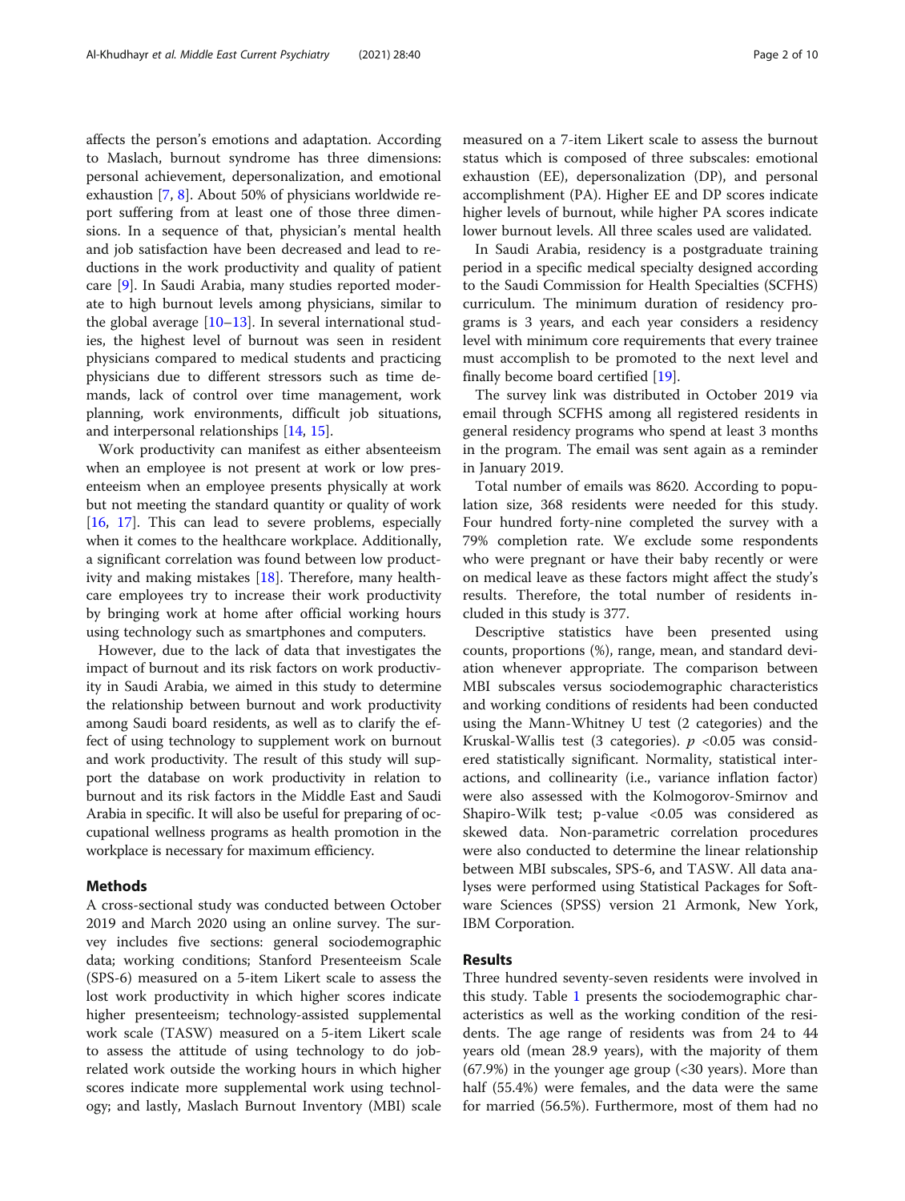affects the person's emotions and adaptation. According to Maslach, burnout syndrome has three dimensions: personal achievement, depersonalization, and emotional exhaustion [7, 8]. About 50% of physicians worldwide report suffering from at least one of those three dimensions. In a sequence of that, physician's mental health and job satisfaction have been decreased and lead to reductions in the work productivity and quality of patient care [9]. In Saudi Arabia, many studies reported moderate to high burnout levels among physicians, similar to the global average [10–13]. In several international studies, the highest level of burnout was seen in resident physicians compared to medical students and practicing physicians due to different stressors such as time demands, lack of control over time management, work planning, work environments, difficult job situations, and interpersonal relationships [14, 15].

Work productivity can manifest as either absenteeism when an employee is not present at work or low presenteeism when an employee presents physically at work but not meeting the standard quantity or quality of work [16, 17]. This can lead to severe problems, especially when it comes to the healthcare workplace. Additionally, a significant correlation was found between low productivity and making mistakes [18]. Therefore, many healthcare employees try to increase their work productivity by bringing work at home after official working hours using technology such as smartphones and computers.

However, due to the lack of data that investigates the impact of burnout and its risk factors on work productivity in Saudi Arabia, we aimed in this study to determine the relationship between burnout and work productivity among Saudi board residents, as well as to clarify the effect of using technology to supplement work on burnout and work productivity. The result of this study will support the database on work productivity in relation to burnout and its risk factors in the Middle East and Saudi Arabia in specific. It will also be useful for preparing of occupational wellness programs as health promotion in the workplace is necessary for maximum efficiency.

## Methods

A cross-sectional study was conducted between October 2019 and March 2020 using an online survey. The survey includes five sections: general sociodemographic data; working conditions; Stanford Presenteeism Scale (SPS-6) measured on a 5-item Likert scale to assess the lost work productivity in which higher scores indicate higher presenteeism; technology-assisted supplemental work scale (TASW) measured on a 5-item Likert scale to assess the attitude of using technology to do job-related work outside the working hours in which higher scores indicate more supplemental work using technology; and lastly, Maslach Burnout Inventory (MBI) scale measured on a 7-item Likert scale to assess the burnout status which is composed of three subscales: emotional exhaustion (EE), depersonalization (DP), and personal accomplishment (PA). Higher EE and DP scores indicate higher levels of burnout, while higher PA scores indicate lower burnout levels. All three scales used are validated.

In Saudi Arabia, residency is a postgraduate training period in a specific medical specialty designed according to the Saudi Commission for Health Specialties (SCFHS) curriculum. The minimum duration of residency programs is 3 years, and each year considers a residency level with minimum core requirements that every trainee must accomplish to be promoted to the next level and finally become board certified [19].

The survey link was distributed in October 2019 via email through SCFHS among all registered residents in general residency programs who spend at least 3 months in the program. The email was sent again as a reminder in January 2019.

Total number of emails was 8620. According to population size, 368 residents were needed for this study. Four hundred forty-nine completed the survey with a 79% completion rate. We exclude some respondents who were pregnant or have their baby recently or were on medical leave as these factors might affect the study's results. Therefore, the total number of residents included in this study is 377.

Descriptive statistics have been presented using counts, proportions (%), range, mean, and standard deviation whenever appropriate. The comparison between MBI subscales versus sociodemographic characteristics and working conditions of residents had been conducted using the Mann-Whitney U test (2 categories) and the Kruskal-Wallis test (3 categories). $p < 0.05$ was considered statistically significant. Normality, statistical interactions, and collinearity (i.e., variance inflation factor) were also assessed with the Kolmogorov-Smirnov and Shapiro-Wilk test; p-value <0.05 was considered as skewed data. Non-parametric correlation procedures were also conducted to determine the linear relationship between MBI subscales, SPS-6, and TASW. All data analyses were performed using Statistical Packages for Software Sciences (SPSS) version 21 Armonk, New York, IBM Corporation.

## Results

Three hundred seventy-seven residents were involved in this study. Table 1 presents the sociodemographic characteristics as well as the working condition of the residents. The age range of residents was from 24 to 44 years old (mean 28.9 years), with the majority of them (67.9%) in the younger age group (<30 years). More than half (55.4%) were females, and the data were the same for married (56.5%). Furthermore, most of them had no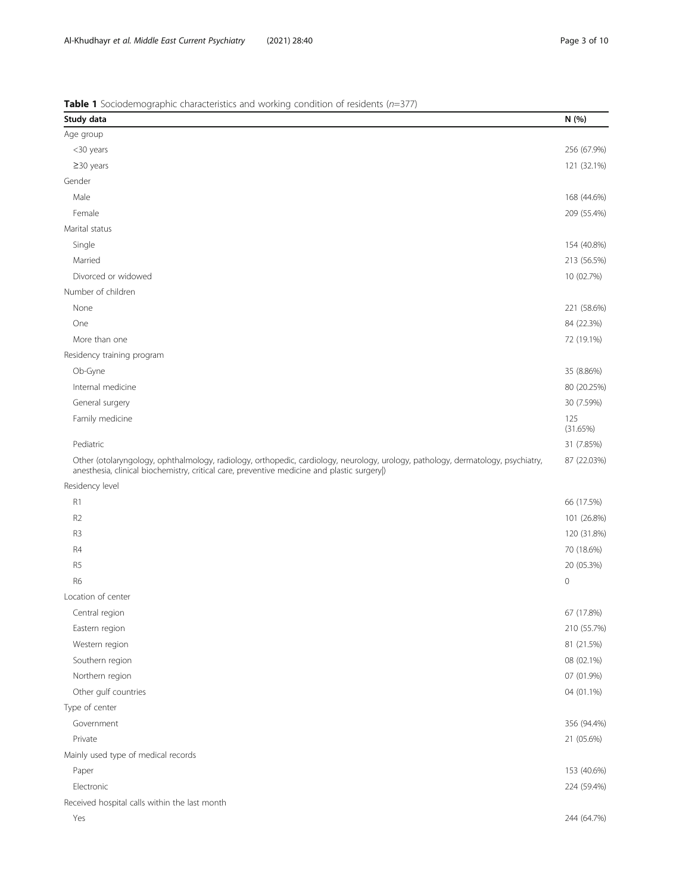**Table 1** Sociodemographic characteristics and working condition of residents ($n$=377)

| Study data | N (%) |
|---|---|
| Age group | |
| <30 years | 256 (67.9%) |
| ≥30 years | 121 (32.1%) |
| Gender | |
| Male | 168 (44.6%) |
| Female | 209 (55.4%) |
| Marital status | |
| Single | 154 (40.8%) |
| Married | 213 (56.5%) |
| Divorced or widowed | 10 (02.7%) |
| Number of children | |
| None | 221 (58.6%) |
| One | 84 (22.3%) |
| More than one | 72 (19.1%) |
| Residency training program | |
| Ob-Gyne | 35 (8.86%) |
| Internal medicine | 80 (20.25%) |
| General surgery | 30 (7.59%) |
| Family medicine | 125 (31.65%) |
| Pediatric | 31 (7.85%) |
| Other (otolaryngology, ophthalmology, radiology, orthopedic, cardiology, neurology, urology, pathology, dermatology, psychiatry, anesthesia, clinical biochemistry, critical care, preventive medicine and plastic surgery|) | 87 (22.03%) |
| Residency level | |
| R1 | 66 (17.5%) |
| R2 | 101 (26.8%) |
| R3 | 120 (31.8%) |
| R4 | 70 (18.6%) |
| R5 | 20 (05.3%) |
| R6 | 0 |
| Location of center | |
| Central region | 67 (17.8%) |
| Eastern region | 210 (55.7%) |
| Western region | 81 (21.5%) |
| Southern region | 08 (02.1%) |
| Northern region | 07 (01.9%) |
| Other gulf countries | 04 (01.1%) |
| Type of center | |
| Government | 356 (94.4%) |
| Private | 21 (05.6%) |
| Mainly used type of medical records | |
| Paper | 153 (40.6%) |
| Electronic | 224 (59.4%) |
| Received hospital calls within the last month | |
| Yes | 244 (64.7%) |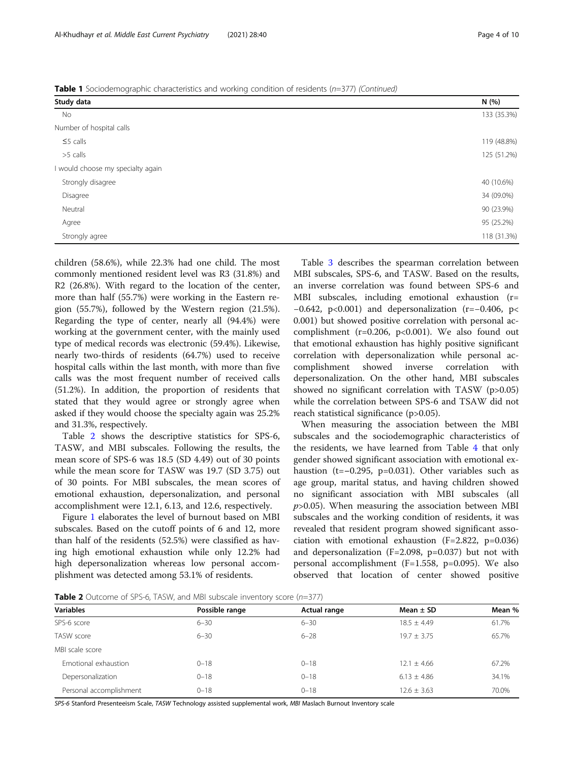**Table 1** Sociodemographic characteristics and working condition of residents (n=377) *(Continued)*

| Study data | N (%) |
|---|---|
| No | 133 (35.3%) |
| Number of hospital calls | |
| ≤5 calls | 119 (48.8%) |
| >5 calls | 125 (51.2%) |
| I would choose my specialty again | |
| Strongly disagree | 40 (10.6%) |
| Disagree | 34 (09.0%) |
| Neutral | 90 (23.9%) |
| Agree | 95 (25.2%) |
| Strongly agree | 118 (31.3%) |

children (58.6%), while 22.3% had one child. The most commonly mentioned resident level was R3 (31.8%) and R2 (26.8%). With regard to the location of the center, more than half (55.7%) were working in the Eastern region (55.7%), followed by the Western region (21.5%). Regarding the type of center, nearly all (94.4%) were working at the government center, with the mainly used type of medical records was electronic (59.4%). Likewise, nearly two-thirds of residents (64.7%) used to receive hospital calls within the last month, with more than five calls was the most frequent number of received calls (51.2%). In addition, the proportion of residents that stated that they would agree or strongly agree when asked if they would choose the specialty again was 25.2% and 31.3%, respectively.

Table 2 shows the descriptive statistics for SPS-6, TASW, and MBI subscales. Following the results, the mean score of SPS-6 was 18.5 (SD 4.49) out of 30 points while the mean score for TASW was 19.7 (SD 3.75) out of 30 points. For MBI subscales, the mean scores of emotional exhaustion, depersonalization, and personal accomplishment were 12.1, 6.13, and 12.6, respectively.

Figure 1 elaborates the level of burnout based on MBI subscales. Based on the cutoff points of 6 and 12, more than half of the residents (52.5%) were classified as having high emotional exhaustion while only 12.2% had high depersonalization whereas low personal accomplishment was detected among 53.1% of residents.

Table 3 describes the spearman correlation between MBI subscales, SPS-6, and TASW. Based on the results, an inverse correlation was found between SPS-6 and MBI subscales, including emotional exhaustion ($r=-0.642$, $p<0.001$) and depersonalization ($r=-0.406$, $p<0.001$) but showed positive correlation with personal accomplishment ($r=0.206$, $p<0.001$). We also found out that emotional exhaustion has highly positive significant correlation with depersonalization while personal accomplishment showed inverse correlation with depersonalization. On the other hand, MBI subscales showed no significant correlation with TASW ($p>0.05$) while the correlation between SPS-6 and TSAW did not reach statistical significance ($p>0.05$).

When measuring the association between the MBI subscales and the sociodemographic characteristics of the residents, we have learned from Table 4 that only gender showed significant association with emotional exhaustion ($t=-0.295$, $p=0.031$). Other variables such as age group, marital status, and having children showed no significant association with MBI subscales (all $p>0.05$). When measuring the association between MBI subscales and the working condition of residents, it was revealed that resident program showed significant association with emotional exhaustion ($F=2.822$, $p=0.036$) and depersonalization ($F=2.098$, $p=0.037$) but not with personal accomplishment ($F=1.558$, $p=0.095$). We also observed that location of center showed positive

**Table 2** Outcome of SPS-6, TASW, and MBI subscale inventory score (n=377)

| Variables | Possible range | Actual range | Mean ± SD | Mean % |
|---|---|---|---|---|
| SPS-6 score | 6–30 | 6–30 | 18.5 ± 4.49 | 61.7% |
| TASW score | 6–30 | 6–28 | 19.7 ± 3.75 | 65.7% |
| MBI scale score | | | | |
| Emotional exhaustion | 0–18 | 0–18 | 12.1 ± 4.66 | 67.2% |
| Depersonalization | 0–18 | 0–18 | 6.13 ± 4.86 | 34.1% |
| Personal accomplishment | 0–18 | 0–18 | 12.6 ± 3.63 | 70.0% |

*SPS-6* Stanford Presenteeism Scale, *TASW* Technology assisted supplemental work, *MBI* Maslach Burnout Inventory scale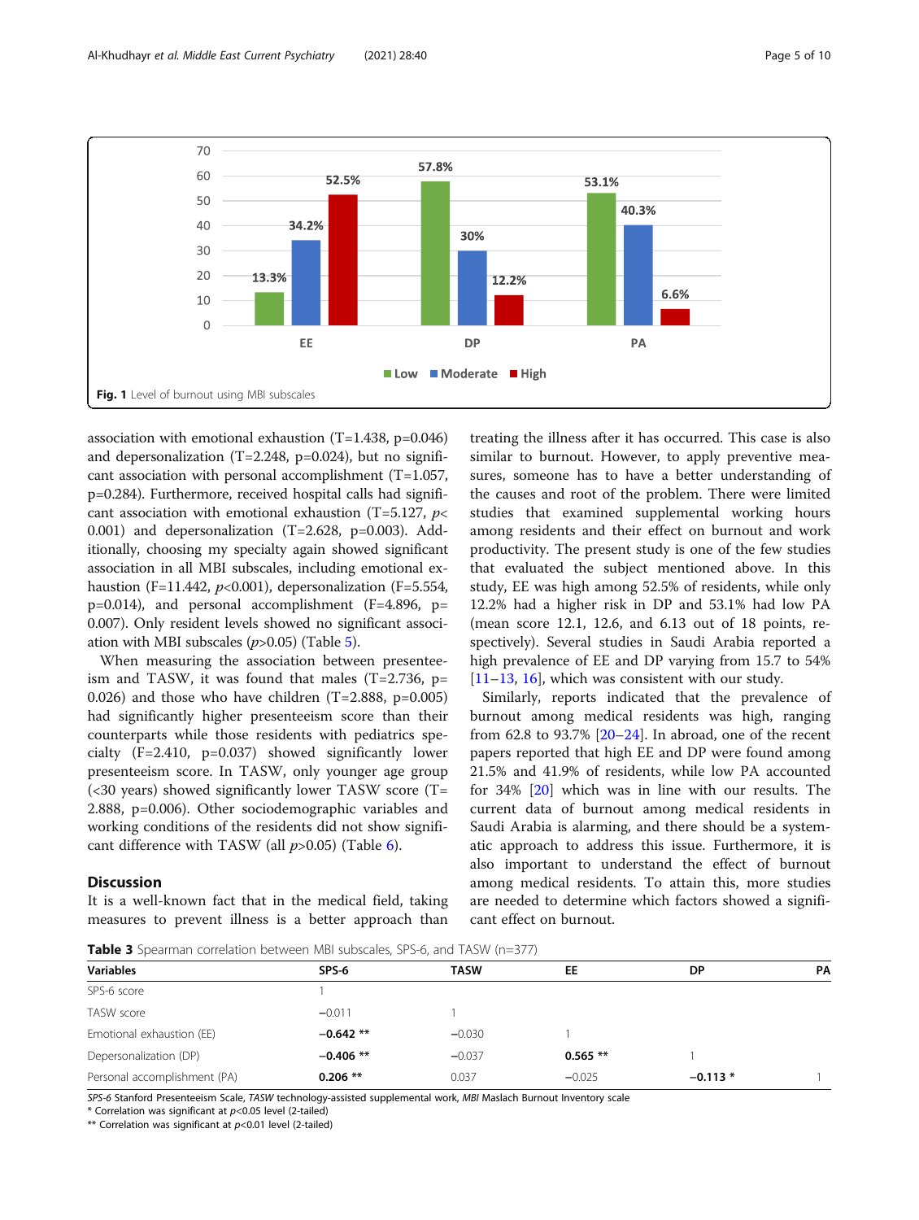Fig. 1 Level of burnout using MBI subscales

association with emotional exhaustion (T=1.438, p=0.046) and depersonalization (T=2.248, p=0.024), but no significant association with personal accomplishment (T=1.057, p=0.284). Furthermore, received hospital calls had significant association with emotional exhaustion (T=5.127, $p<$ 0.001) and depersonalization (T=2.628, p=0.003). Additionally, choosing my specialty again showed significant association in all MBI subscales, including emotional exhaustion (F=11.442, $p<0.001$), depersonalization (F=5.554, p=0.014), and personal accomplishment (F=4.896, p=0.007). Only resident levels showed no significant association with MBI subscales ($p>0.05$) (Table 5).

When measuring the association between presenteeism and TASW, it was found that males (T=2.736, p=0.026) and those who have children (T=2.888, p=0.005) had significantly higher presenteeism score than their counterparts while those residents with pediatrics specialty (F=2.410, p=0.037) showed significantly lower presenteeism score. In TASW, only younger age group (<30 years) showed significantly lower TASW score (T=2.888, p=0.006). Other sociodemographic variables and working conditions of the residents did not show significant difference with TASW (all $p>0.05$) (Table 6).

## Discussion

It is a well-known fact that in the medical field, taking measures to prevent illness is a better approach than treating the illness after it has occurred. This case is also similar to burnout. However, to apply preventive measures, someone has to have a better understanding of the causes and root of the problem. There were limited studies that examined supplemental working hours among residents and their effect on burnout and work productivity. The present study is one of the few studies that evaluated the subject mentioned above. In this study, EE was high among 52.5% of residents, while only 12.2% had a higher risk in DP and 53.1% had low PA (mean score 12.1, 12.6, and 6.13 out of 18 points, respectively). Several studies in Saudi Arabia reported a high prevalence of EE and DP varying from 15.7 to 54% [11–13, 16], which was consistent with our study.

Similarly, reports indicated that the prevalence of burnout among medical residents was high, ranging from 62.8 to 93.7% [20–24]. In abroad, one of the recent papers reported that high EE and DP were found among 21.5% and 41.9% of residents, while low PA accounted for 34% [20] which was in line with our results. The current data of burnout among medical residents in Saudi Arabia is alarming, and there should be a systematic approach to address this issue. Furthermore, it is also important to understand the effect of burnout among medical residents. To attain this, more studies are needed to determine which factors showed a significant effect on burnout.

**Table 3** Spearman correlation between MBI subscales, SPS-6, and TASW (n=377)

| Variables | SPS-6 | TASW | EE | DP | PA |
|---|---|---|---|---|---|
| SPS-6 score | 1 | | | | |
| TASW score | −0.011 | 1 | | | |
| Emotional exhaustion (EE) | **−0.642 \*\*** | −0.030 | 1 | | |
| Depersonalization (DP) | **−0.406 \*\*** | −0.037 | **0.565 \*\*** | 1 | |
| Personal accomplishment (PA) | **0.206 \*\*** | 0.037 | −0.025 | **−0.113 \*** | 1 |

*SPS-6* Stanford Presenteeism Scale, *TASW* technology-assisted supplemental work, *MBI* Maslach Burnout Inventory scale
\* Correlation was significant at $p<0.05$ level (2-tailed)
\*\* Correlation was significant at $p<0.01$ level (2-tailed)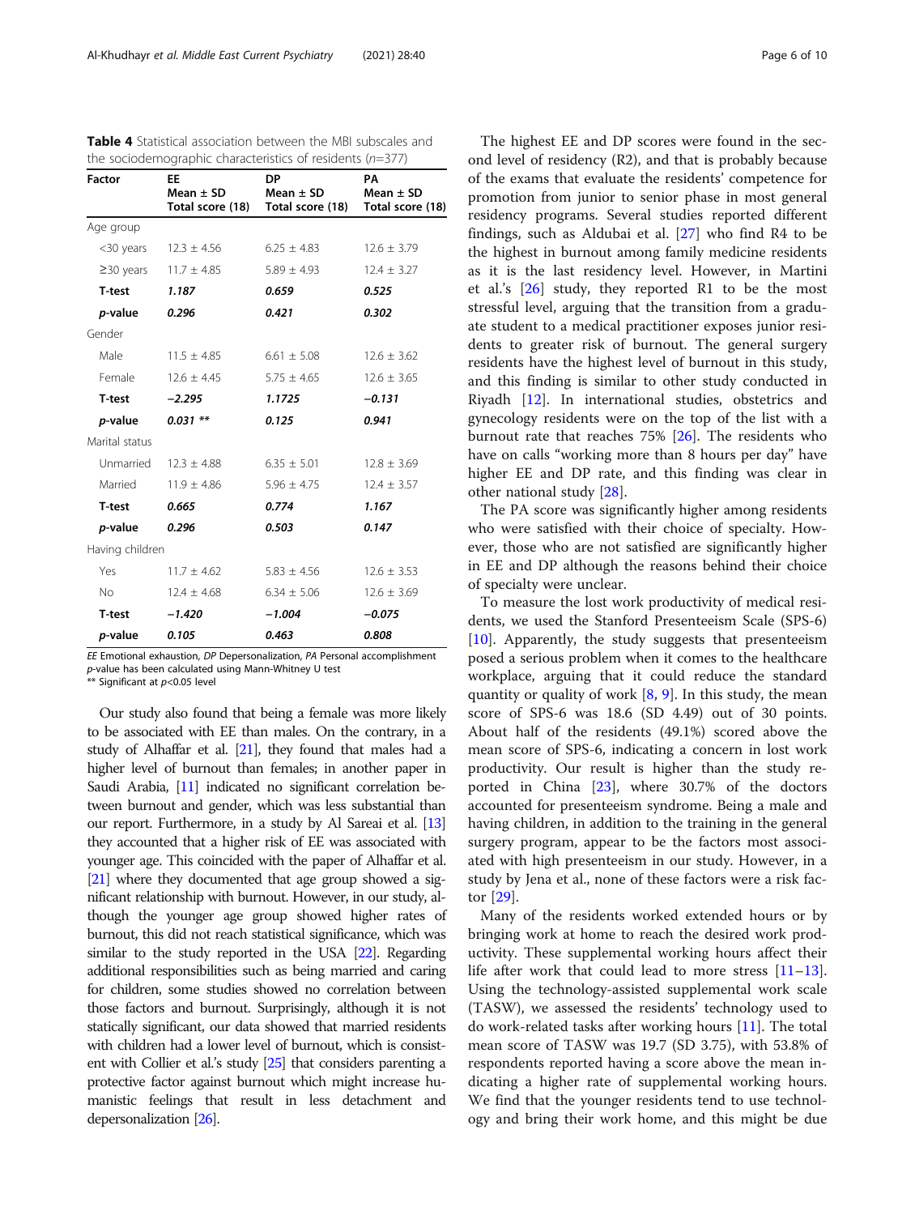**Table 4** Statistical association between the MBI subscales and the sociodemographic characteristics of residents ($n$=377)

| Factor | EE Mean ± SD Total score (18) | DP Mean ± SD Total score (18) | PA Mean ± SD Total score (18) |
|---|---|---|---|
| Age group | | | |
| <30 years | 12.3 ± 4.56 | 6.25 ± 4.83 | 12.6 ± 3.79 |
| ≥30 years | 11.7 ± 4.85 | 5.89 ± 4.93 | 12.4 ± 3.27 |
| **T-test** | ***1.187*** | ***0.659*** | ***0.525*** |
| ***p*-value** | ***0.296*** | ***0.421*** | ***0.302*** |
| Gender | | | |
| Male | 11.5 ± 4.85 | 6.61 ± 5.08 | 12.6 ± 3.62 |
| Female | 12.6 ± 4.45 | 5.75 ± 4.65 | 12.6 ± 3.65 |
| **T-test** | ***−2.295*** | ***1.1725*** | ***−0.131*** |
| ***p*-value** | ***0.031 \*\**** | ***0.125*** | ***0.941*** |
| Marital status | | | |
| Unmarried | 12.3 ± 4.88 | 6.35 ± 5.01 | 12.8 ± 3.69 |
| Married | 11.9 ± 4.86 | 5.96 ± 4.75 | 12.4 ± 3.57 |
| **T-test** | ***0.665*** | ***0.774*** | ***1.167*** |
| ***p*-value** | ***0.296*** | ***0.503*** | ***0.147*** |
| Having children | | | |
| Yes | 11.7 ± 4.62 | 5.83 ± 4.56 | 12.6 ± 3.53 |
| No | 12.4 ± 4.68 | 6.34 ± 5.06 | 12.6 ± 3.69 |
| **T-test** | ***−1.420*** | ***−1.004*** | ***−0.075*** |
| ***p*-value** | ***0.105*** | ***0.463*** | ***0.808*** |

*EE* Emotional exhaustion, *DP* Depersonalization, *PA* Personal accomplishment
*p*-value has been calculated using Mann-Whitney U test
** Significant at $p$<0.05 level

Our study also found that being a female was more likely to be associated with EE than males. On the contrary, in a study of Alhaffar et al. [21], they found that males had a higher level of burnout than females; in another paper in Saudi Arabia, [11] indicated no significant correlation between burnout and gender, which was less substantial than our report. Furthermore, in a study by Al Sareai et al. [13] they accounted that a higher risk of EE was associated with younger age. This coincided with the paper of Alhaffar et al. [21] where they documented that age group showed a significant relationship with burnout. However, in our study, although the younger age group showed higher rates of burnout, this did not reach statistical significance, which was similar to the study reported in the USA [22]. Regarding additional responsibilities such as being married and caring for children, some studies showed no correlation between those factors and burnout. Surprisingly, although it is not statically significant, our data showed that married residents with children had a lower level of burnout, which is consistent with Collier et al.'s study [25] that considers parenting a protective factor against burnout which might increase humanistic feelings that result in less detachment and depersonalization [26].

The highest EE and DP scores were found in the second level of residency (R2), and that is probably because of the exams that evaluate the residents' competence for promotion from junior to senior phase in most general residency programs. Several studies reported different findings, such as Aldubai et al. [27] who find R4 to be the highest in burnout among family medicine residents as it is the last residency level. However, in Martini et al.'s [26] study, they reported R1 to be the most stressful level, arguing that the transition from a graduate student to a medical practitioner exposes junior residents to greater risk of burnout. The general surgery residents have the highest level of burnout in this study, and this finding is similar to other study conducted in Riyadh [12]. In international studies, obstetrics and gynecology residents were on the top of the list with a burnout rate that reaches 75% [26]. The residents who have on calls "working more than 8 hours per day" have higher EE and DP rate, and this finding was clear in other national study [28].

The PA score was significantly higher among residents who were satisfied with their choice of specialty. However, those who are not satisfied are significantly higher in EE and DP although the reasons behind their choice of specialty were unclear.

To measure the lost work productivity of medical residents, we used the Stanford Presenteeism Scale (SPS-6) [10]. Apparently, the study suggests that presenteeism posed a serious problem when it comes to the healthcare workplace, arguing that it could reduce the standard quantity or quality of work [8, 9]. In this study, the mean score of SPS-6 was 18.6 (SD 4.49) out of 30 points. About half of the residents (49.1%) scored above the mean score of SPS-6, indicating a concern in lost work productivity. Our result is higher than the study reported in China [23], where 30.7% of the doctors accounted for presenteeism syndrome. Being a male and having children, in addition to the training in the general surgery program, appear to be the factors most associated with high presenteeism in our study. However, in a study by Jena et al., none of these factors were a risk factor [29].

Many of the residents worked extended hours or by bringing work at home to reach the desired work productivity. These supplemental working hours affect their life after work that could lead to more stress [11–13]. Using the technology-assisted supplemental work scale (TASW), we assessed the residents' technology used to do work-related tasks after working hours [11]. The total mean score of TASW was 19.7 (SD 3.75), with 53.8% of respondents reported having a score above the mean indicating a higher rate of supplemental working hours. We find that the younger residents tend to use technology and bring their work home, and this might be due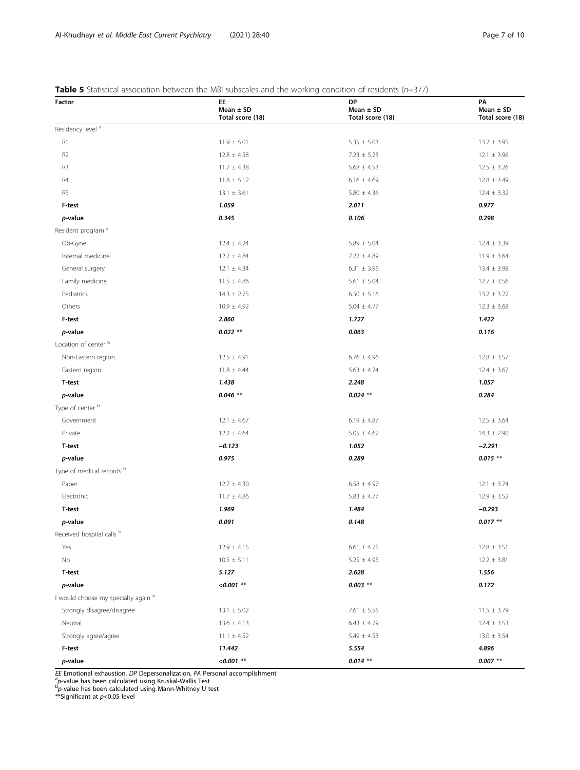**Table 5** Statistical association between the MBI subscales and the working condition of residents (*n*=377)

| Factor | EE Mean ± SD Total score (18) | DP Mean ± SD Total score (18) | PA Mean ± SD Total score (18) |
|---|---|---|---|
| Residency level [a] | | | |
| R1 | 11.9 ± 5.01 | 5.35 ± 5.03 | 13.2 ± 3.95 |
| R2 | 12.8 ± 4.58 | 7.23 ± 5.23 | 12.1 ± 3.96 |
| R3 | 11.7 ± 4.38 | 5.68 ± 4.53 | 12.5 ± 3.26 |
| R4 | 11.8 ± 5.12 | 6.16 ± 4.69 | 12.8 ± 3.49 |
| R5 | 13.1 ± 3.61 | 5.80 ± 4.36 | 12.4 ± 3.32 |
| **F-test** | ***1.059*** | ***2.011*** | ***0.977*** |
| ***p*-value** | ***0.345*** | ***0.106*** | ***0.298*** |
| Resident program [a] | | | |
| Ob-Gyne | 12.4 ± 4.24 | 5.89 ± 5.04 | 12.4 ± 3.39 |
| Internal medicine | 12.7 ± 4.84 | 7.22 ± 4.89 | 11.9 ± 3.64 |
| General surgery | 12.1 ± 4.34 | 6.31 ± 3.95 | 13.4 ± 3.98 |
| Family medicine | 11.5 ± 4.86 | 5.61 ± 5.04 | 12.7 ± 3.56 |
| Pediatrics | 14.3 ± 2.75 | 6.50 ± 5.16 | 13.2 ± 3.22 |
| Others | 10.9 ± 4.92 | 5.04 ± 4.77 | 12.3 ± 3.68 |
| **F-test** | ***2.860*** | ***1.727*** | ***1.422*** |
| ***p*-value** | ***0.022 \*\**** | ***0.063*** | ***0.116*** |
| Location of center [b] | | | |
| Non-Eastern region | 12.5 ± 4.91 | 6.76 ± 4.96 | 12.8 ± 3.57 |
| Eastern region | 11.8 ± 4.44 | 5.63 ± 4.74 | 12.4 ± 3.67 |
| **T-test** | ***1.438*** | ***2.248*** | ***1.057*** |
| ***p*-value** | ***0.046 \*\**** | ***0.024 \*\**** | ***0.284*** |
| Type of center [b] | | | |
| Government | 12.1 ± 4.67 | 6.19 ± 4.87 | 12.5 ± 3.64 |
| Private | 12.2 ± 4.64 | 5.05 ± 4.62 | 14.3 ± 2.90 |
| **T-test** | ***−0.123*** | ***1.052*** | ***−2.291*** |
| ***p*-value** | ***0.975*** | ***0.289*** | ***0.015 \*\**** |
| Type of medical records [b] | | | |
| Paper | 12.7 ± 4.30 | 6.58 ± 4.97 | 12.1 ± 3.74 |
| Electronic | 11.7 ± 4.86 | 5.83 ± 4.77 | 12.9 ± 3.52 |
| **T-test** | ***1.969*** | ***1.484*** | ***−0.293*** |
| ***p*-value** | ***0.091*** | ***0.148*** | ***0.017 \*\**** |
| Received hospital calls [b] | | | |
| Yes | 12.9 ± 4.15 | 6.61 ± 4.75 | 12.8 ± 3.51 |
| No | 10.5 ± 5.11 | 5.25 ± 4.95 | 12.2 ± 3.81 |
| **T-test** | ***5.127*** | ***2.628*** | ***1.556*** |
| ***p*-value** | ***<0.001 \*\**** | ***0.003 \*\**** | ***0.172*** |
| I would choose my specialty again [a] | | | |
| Strongly disagree/disagree | 13.1 ± 5.02 | 7.61 ± 5.55 | 11.5 ± 3.79 |
| Neutral | 13.6 ± 4.13 | 6.43 ± 4.79 | 12.4 ± 3.53 |
| Strongly agree/agree | 11.1 ± 4.52 | 5.49 ± 4.53 | 13.0 ± 3.54 |
| **F-test** | ***11.442*** | ***5.554*** | ***4.896*** |
| ***p*-value** | ***<0.001 \*\**** | ***0.014 \*\**** | ***0.007 \*\**** |

*EE* Emotional exhaustion, *DP* Depersonalization, *PA* Personal accomplishment
[a] *p*-value has been calculated using Kruskal-Wallis Test
[b] *p*-value has been calculated using Mann-Whitney U test
**Significant at $p<0.05$ level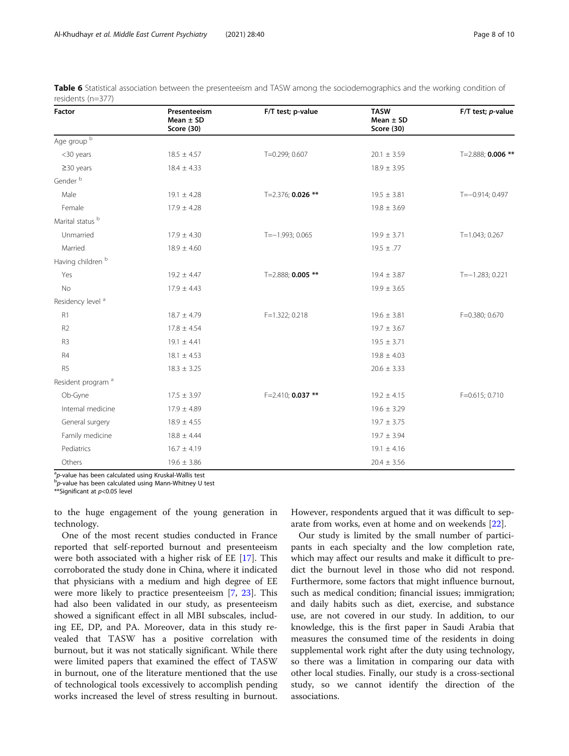**Table 6** Statistical association between the presenteeism and TASW among the sociodemographics and the working condition of residents (n=377)

| Factor | Presenteeism Mean ± SD Score (30) | F/T test; p-value | TASW Mean ± SD Score (30) | F/T test; *p*-value |
|---|---|---|---|---|
| Age group [b] | | | | |
| <30 years | 18.5 ± 4.57 | T=0.299; 0.607 | 20.1 ± 3.59 | T=2.888; **0.006** ** |
| ≥30 years | 18.4 ± 4.33 | | 18.9 ± 3.95 | |
| Gender [b] | | | | |
| Male | 19.1 ± 4.28 | T=2.376; **0.026** ** | 19.5 ± 3.81 | T=−0.914; 0.497 |
| Female | 17.9 ± 4.28 | | 19.8 ± 3.69 | |
| Marital status [b] | | | | |
| Unmarried | 17.9 ± 4.30 | T=−1.993; 0.065 | 19.9 ± 3.71 | T=1.043; 0.267 |
| Married | 18.9 ± 4.60 | | 19.5 ± .77 | |
| Having children [b] | | | | |
| Yes | 19.2 ± 4.47 | T=2.888; **0.005** ** | 19.4 ± 3.87 | T=−1.283; 0.221 |
| No | 17.9 ± 4.43 | | 19.9 ± 3.65 | |
| Residency level [a] | | | | |
| R1 | 18.7 ± 4.79 | F=1.322; 0.218 | 19.6 ± 3.81 | F=0.380; 0.670 |
| R2 | 17.8 ± 4.54 | | 19.7 ± 3.67 | |
| R3 | 19.1 ± 4.41 | | 19.5 ± 3.71 | |
| R4 | 18.1 ± 4.53 | | 19.8 ± 4.03 | |
| R5 | 18.3 ± 3.25 | | 20.6 ± 3.33 | |
| Resident program [a] | | | | |
| Ob-Gyne | 17.5 ± 3.97 | F=2.410; **0.037** ** | 19.2 ± 4.15 | F=0.615; 0.710 |
| Internal medicine | 17.9 ± 4.89 | | 19.6 ± 3.29 | |
| General surgery | 18.9 ± 4.55 | | 19.7 ± 3.75 | |
| Family medicine | 18.8 ± 4.44 | | 19.7 ± 3.94 | |
| Pediatrics | 16.7 ± 4.19 | | 19.1 ± 4.16 | |
| Others | 19.6 ± 3.86 | | 20.4 ± 3.56 | |

[a] *p*-value has been calculated using Kruskal-Wallis test
[b] *p*-value has been calculated using Mann-Whitney U test
**Significant at $p<0.05$ level

to the huge engagement of the young generation in technology.

One of the most recent studies conducted in France reported that self-reported burnout and presenteeism were both associated with a higher risk of EE [17]. This corroborated the study done in China, where it indicated that physicians with a medium and high degree of EE were more likely to practice presenteeism [7, 23]. This had also been validated in our study, as presenteeism showed a significant effect in all MBI subscales, including EE, DP, and PA. Moreover, data in this study revealed that TASW has a positive correlation with burnout, but it was not statically significant. While there were limited papers that examined the effect of TASW in burnout, one of the literature mentioned that the use of technological tools excessively to accomplish pending works increased the level of stress resulting in burnout. However, respondents argued that it was difficult to separate from works, even at home and on weekends [22].

Our study is limited by the small number of participants in each specialty and the low completion rate, which may affect our results and make it difficult to predict the burnout level in those who did not respond. Furthermore, some factors that might influence burnout, such as medical condition; financial issues; immigration; and daily habits such as diet, exercise, and substance use, are not covered in our study. In addition, to our knowledge, this is the first paper in Saudi Arabia that measures the consumed time of the residents in doing supplemental work right after the duty using technology, so there was a limitation in comparing our data with other local studies. Finally, our study is a cross-sectional study, so we cannot identify the direction of the associations.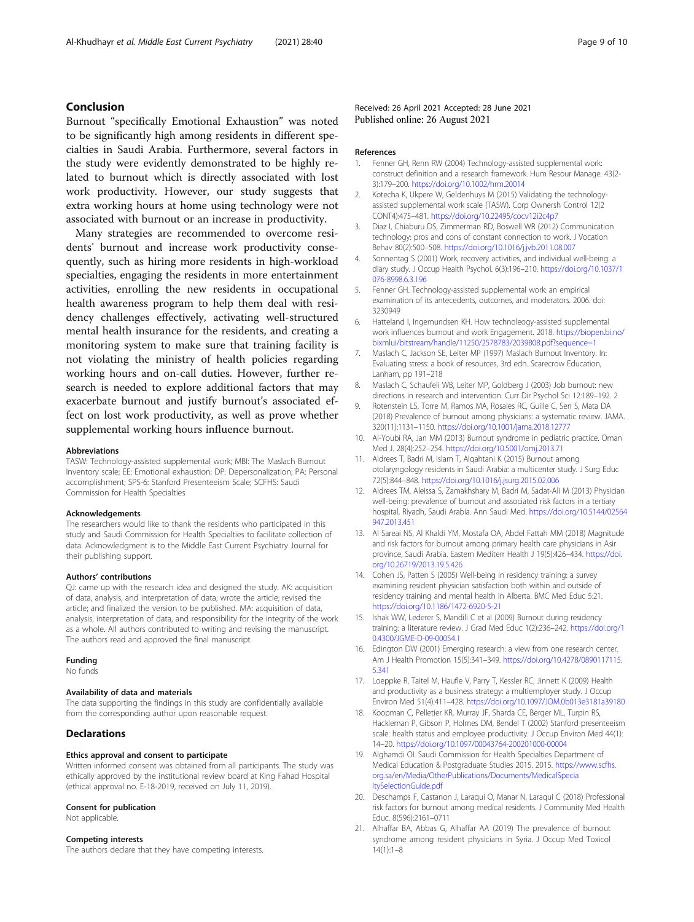## Conclusion

Burnout "specifically Emotional Exhaustion" was noted to be significantly high among residents in different specialties in Saudi Arabia. Furthermore, several factors in the study were evidently demonstrated to be highly related to burnout which is directly associated with lost work productivity. However, our study suggests that extra working hours at home using technology were not associated with burnout or an increase in productivity.

Many strategies are recommended to overcome residents' burnout and increase work productivity consequently, such as hiring more residents in high-workload specialties, engaging the residents in more entertainment activities, enrolling the new residents in occupational health awareness program to help them deal with residency challenges effectively, activating well-structured mental health insurance for the residents, and creating a monitoring system to make sure that training facility is not violating the ministry of health policies regarding working hours and on-call duties. However, further research is needed to explore additional factors that may exacerbate burnout and justify burnout's associated effect on lost work productivity, as well as prove whether supplemental working hours influence burnout.

#### Abbreviations

TASW: Technology-assisted supplemental work; MBI: The Maslach Burnout Inventory scale; EE: Emotional exhaustion; DP: Depersonalization; PA: Personal accomplishment; SPS-6: Stanford Presenteeism Scale; SCFHS: Saudi Commission for Health Specialties

#### Acknowledgements

The researchers would like to thank the residents who participated in this study and Saudi Commission for Health Specialties to facilitate collection of data. Acknowledgment is to the Middle East Current Psychiatry Journal for their publishing support.

#### Authors' contributions

QJ: came up with the research idea and designed the study. AK: acquisition of data, analysis, and interpretation of data; wrote the article; revised the article; and finalized the version to be published. MA: acquisition of data, analysis, interpretation of data, and responsibility for the integrity of the work as a whole. All authors contributed to writing and revising the manuscript. The authors read and approved the final manuscript.

#### Funding

No funds

#### Availability of data and materials

The data supporting the findings in this study are confidentially available from the corresponding author upon reasonable request.

## Declarations

#### Ethics approval and consent to participate

Written informed consent was obtained from all participants. The study was ethically approved by the institutional review board at King Fahad Hospital (ethical approval no. E-18-2019, received on July 11, 2019).

#### Consent for publication

Not applicable.

#### Competing interests

The authors declare that they have competing interests.

Received: 26 April 2021 Accepted: 28 June 2021
Published online: 26 August 2021

#### References

1. Fenner GH, Renn RW (2004) Technology-assisted supplemental work: construct definition and a research framework. Hum Resour Manage. 43(2-3):179–200. https://doi.org/10.1002/hrm.20014
2. Kotecha K, Ukpere W, Geldenhuys M (2015) Validating the technology-assisted supplemental work scale (TASW). Corp Ownersh Control 12(2 CONT4):475–481. https://doi.org/10.22495/cocv12i2c4p7
3. Diaz I, Chiaburu DS, Zimmerman RD, Boswell WR (2012) Communication technology: pros and cons of constant connection to work. J Vocation Behav 80(2):500–508. https://doi.org/10.1016/j.jvb.2011.08.007
4. Sonnentag S (2001) Work, recovery activities, and individual well-being: a diary study. J Occup Health Psychol. 6(3):196–210. https://doi.org/10.1037/1076-8998.6.3.196
5. Fenner GH. Technology-assisted supplemental work: an empirical examination of its antecedents, outcomes, and moderators. 2006. doi: 3230949
6. Hatteland I, Ingemundsen KH. How techneology-assisted supplemental work influences burnout and work Engagement. 2018. https://biopen.bi.no/bixmlui/bitstream/handle/11250/2578783/2039808.pdf?sequence=1
7. Maslach C, Jackson SE, Leiter MP (1997) Maslach Burnout Inventory. In: Evaluating stress: a book of resources, 3rd edn. Scarecrow Education, Lanham, pp 191–218
8. Maslach C, Schaufeli WB, Leiter MP, Goldberg J (2003) Job burnout: new directions in research and intervention. Curr Dir Psychol Sci 12:189–192. 2
9. Rotenstein LS, Torre M, Ramos MA, Rosales RC, Guille C, Sen S, Mata DA (2018) Prevalence of burnout among physicians: a systematic review. JAMA. 320(11):1131–1150. https://doi.org/10.1001/jama.2018.12777
10. Al-Youbi RA, Jan MM (2013) Burnout syndrome in pediatric practice. Oman Med J. 28(4):252–254. https://doi.org/10.5001/omj.2013.71
11. Aldrees T, Badri M, Islam T, Alqahtani K (2015) Burnout among otolaryngology residents in Saudi Arabia: a multicenter study. J Surg Educ 72(5):844–848. https://doi.org/10.1016/j.jsurg.2015.02.006
12. Aldrees TM, Aleissa S, Zamakhshary M, Badri M, Sadat-Ali M (2013) Physician well-being: prevalence of burnout and associated risk factors in a tertiary hospital, Riyadh, Saudi Arabia. Ann Saudi Med. https://doi.org/10.5144/02564947.2013.451
13. Al Sareai NS, Al Khaldi YM, Mostafa OA, Abdel Fattah MM (2018) Magnitude and risk factors for burnout among primary health care physicians in Asir province, Saudi Arabia. Eastern Mediterr Health J 19(5):426–434. https://doi.org/10.26719/2013.19.5.426
14. Cohen JS, Patten S (2005) Well-being in residency training: a survey examining resident physician satisfaction both within and outside of residency training and mental health in Alberta. BMC Med Educ 5:21. https://doi.org/10.1186/1472-6920-5-21
15. Ishak WW, Lederer S, Mandili C et al (2009) Burnout during residency training: a literature review. J Grad Med Educ 1(2):236–242. https://doi.org/10.4300/JGME-D-09-00054.1
16. Edington DW (2001) Emerging research: a view from one research center. Am J Health Promotion 15(5):341–349. https://doi.org/10.4278/0890117115.5.341
17. Loeppke R, Taitel M, Haufle V, Parry T, Kessler RC, Jinnett K (2009) Health and productivity as a business strategy: a multiemployer study. J Occup Environ Med 51(4):411–428. https://doi.org/10.1097/JOM.0b013e3181a39180
18. Koopman C, Pelletier KR, Murray JF, Sharda CE, Berger ML, Turpin RS, Hackleman P, Gibson P, Holmes DM, Bendel T (2002) Stanford presenteeism scale: health status and employee productivity. J Occup Environ Med 44(1):14–20. https://doi.org/10.1097/00043764-200201000-00004
19. Alghamdi OI. Saudi Commission for Health Specialties Department of Medical Education & Postgraduate Studies 2015. 2015. https://www.scfhs.org.sa/en/Media/OtherPublications/Documents/MedicalSpecialtySelectionGuide.pdf
20. Deschamps F, Castanon J, Laraqui O, Manar N, Laraqui C (2018) Professional risk factors for burnout among medical residents. J Community Med Health Educ. 8(596):2161–0711
21. Alhaffar BA, Abbas G, Alhaffar AA (2019) The prevalence of burnout syndrome among resident physicians in Syria. J Occup Med Toxicol 14(1):1–8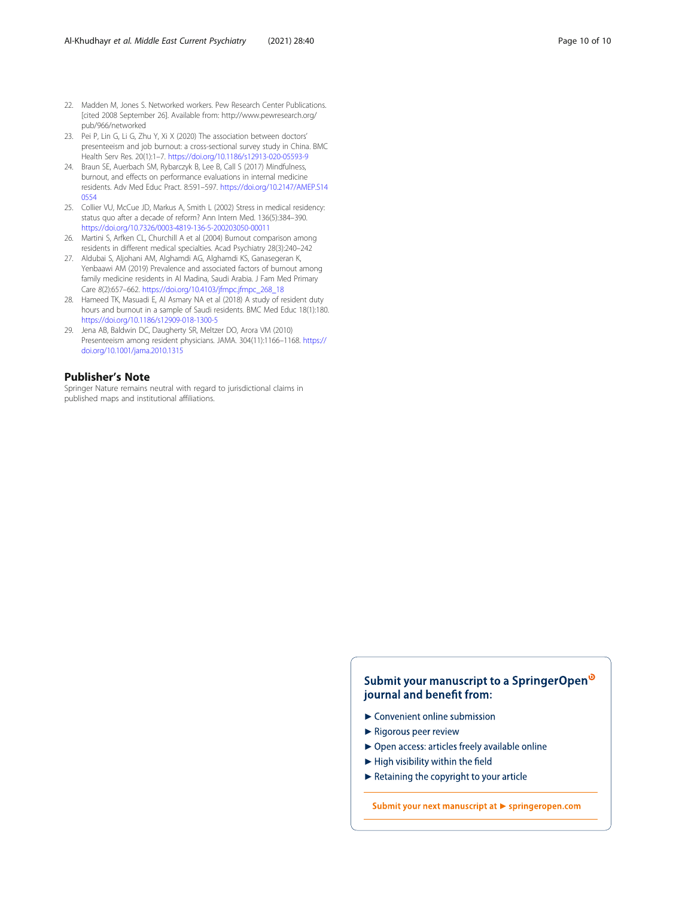22. Madden M, Jones S. Networked workers. Pew Research Center Publications. [cited 2008 September 26]. Available from: http://www.pewresearch.org/pub/966/networked
23. Pei P, Lin G, Li G, Zhu Y, Xi X (2020) The association between doctors' presenteeism and job burnout: a cross-sectional survey study in China. BMC Health Serv Res. 20(1):1–7. https://doi.org/10.1186/s12913-020-05593-9
24. Braun SE, Auerbach SM, Rybarczyk B, Lee B, Call S (2017) Mindfulness, burnout, and effects on performance evaluations in internal medicine residents. Adv Med Educ Pract. 8:591–597. https://doi.org/10.2147/AMEP.S140554
25. Collier VU, McCue JD, Markus A, Smith L (2002) Stress in medical residency: status quo after a decade of reform? Ann Intern Med. 136(5):384–390. https://doi.org/10.7326/0003-4819-136-5-200203050-00011
26. Martini S, Arfken CL, Churchill A et al (2004) Burnout comparison among residents in different medical specialties. Acad Psychiatry 28(3):240–242
27. Aldubai S, Aljohani AM, Alghamdi AG, Alghamdi KS, Ganasegeran K, Yenbaawi AM (2019) Prevalence and associated factors of burnout among family medicine residents in Al Madina, Saudi Arabia. J Fam Med Primary Care 8(2):657–662. https://doi.org/10.4103/jfmpc.jfmpc_268_18
28. Hameed TK, Masuadi E, Al Asmary NA et al (2018) A study of resident duty hours and burnout in a sample of Saudi residents. BMC Med Educ 18(1):180. https://doi.org/10.1186/s12909-018-1300-5
29. Jena AB, Baldwin DC, Daugherty SR, Meltzer DO, Arora VM (2010) Presenteeism among resident physicians. JAMA. 304(11):1166–1168. https://doi.org/10.1001/jama.2010.1315

## Publisher's Note

Springer Nature remains neutral with regard to jurisdictional claims in published maps and institutional affiliations.

**Submit your manuscript to a SpringerOpen journal and benefit from:**

- ► Convenient online submission
- ► Rigorous peer review
- ► Open access: articles freely available online
- ► High visibility within the field
- ► Retaining the copyright to your article

**Submit your next manuscript at ► springeropen.com**